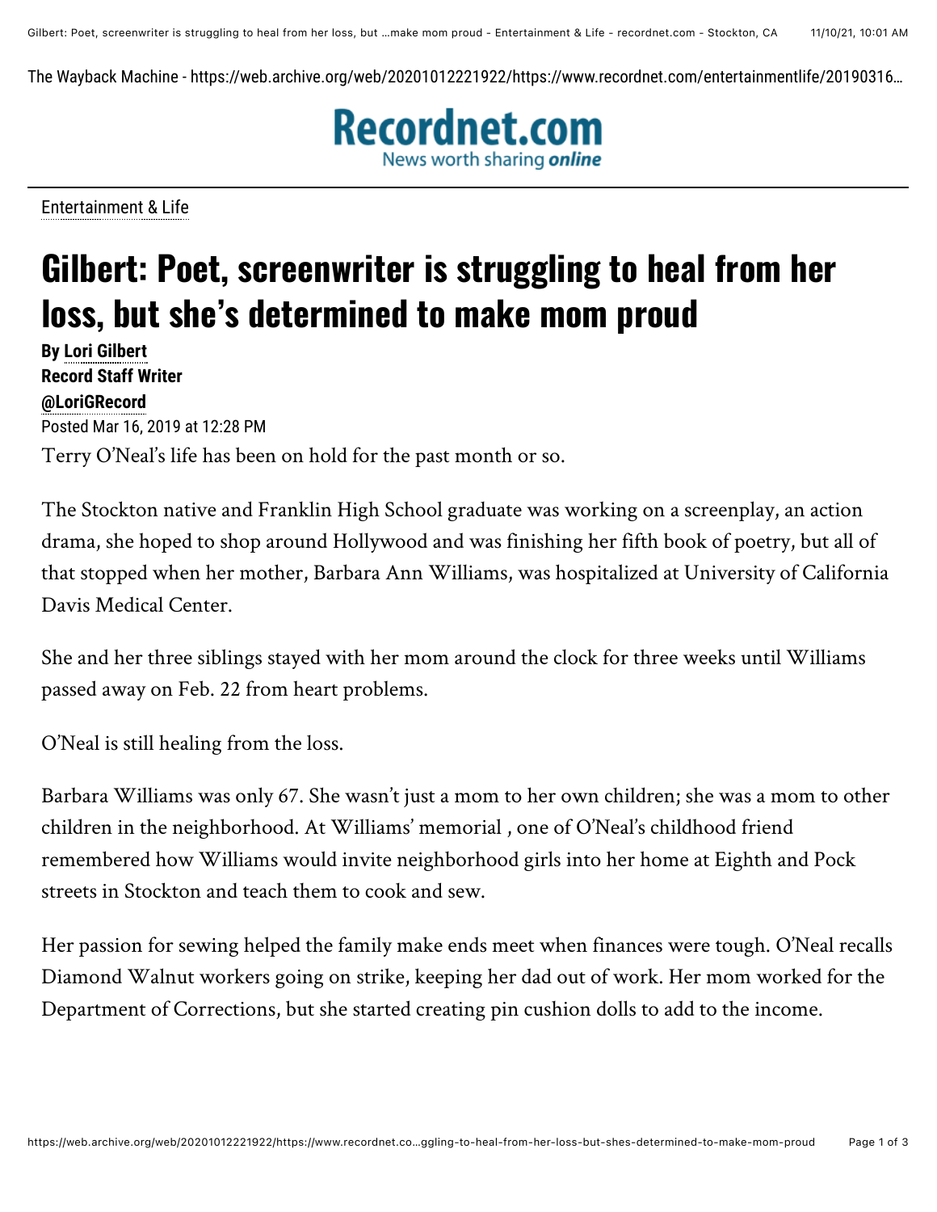Entertainment & Life

# Gilbert: Poet, screenwriter is struggling to heal from her loss, but she's determined to make mom proud

**By Lori Gilbert**
**Record Staff Writer**
**@LoriGRecord**
Posted Mar 16, 2019 at 12:28 PM

Terry O'Neal's life has been on hold for the past month or so.

The Stockton native and Franklin High School graduate was working on a screenplay, an action drama, she hoped to shop around Hollywood and was finishing her fifth book of poetry, but all of that stopped when her mother, Barbara Ann Williams, was hospitalized at University of California Davis Medical Center.

She and her three siblings stayed with her mom around the clock for three weeks until Williams passed away on Feb. 22 from heart problems.

O'Neal is still healing from the loss.

Barbara Williams was only 67. She wasn't just a mom to her own children; she was a mom to other children in the neighborhood. At Williams' memorial , one of O'Neal's childhood friend remembered how Williams would invite neighborhood girls into her home at Eighth and Pock streets in Stockton and teach them to cook and sew.

Her passion for sewing helped the family make ends meet when finances were tough. O'Neal recalls Diamond Walnut workers going on strike, keeping her dad out of work. Her mom worked for the Department of Corrections, but she started creating pin cushion dolls to add to the income.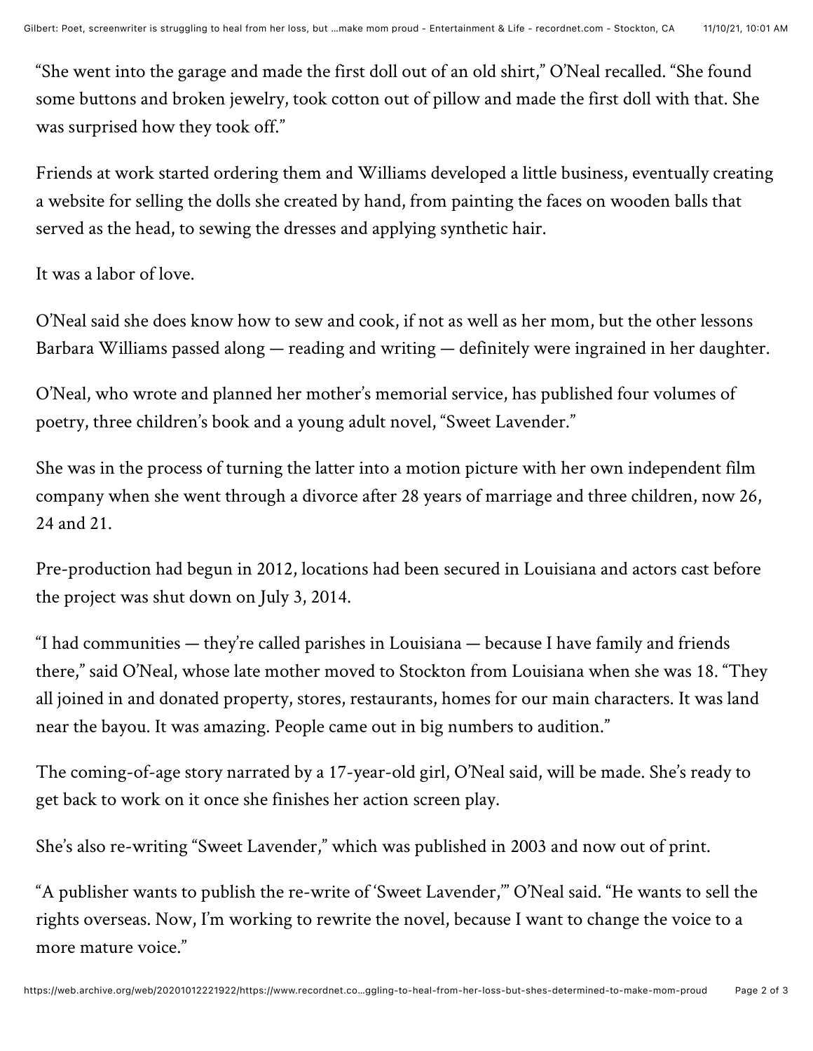"She went into the garage and made the first doll out of an old shirt," O'Neal recalled. "She found some buttons and broken jewelry, took cotton out of pillow and made the first doll with that. She was surprised how they took off."

Friends at work started ordering them and Williams developed a little business, eventually creating a website for selling the dolls she created by hand, from painting the faces on wooden balls that served as the head, to sewing the dresses and applying synthetic hair.

It was a labor of love.

O'Neal said she does know how to sew and cook, if not as well as her mom, but the other lessons Barbara Williams passed along — reading and writing — definitely were ingrained in her daughter.

O'Neal, who wrote and planned her mother's memorial service, has published four volumes of poetry, three children's book and a young adult novel, "Sweet Lavender."

She was in the process of turning the latter into a motion picture with her own independent film company when she went through a divorce after 28 years of marriage and three children, now 26, 24 and 21.

Pre-production had begun in 2012, locations had been secured in Louisiana and actors cast before the project was shut down on July 3, 2014.

"I had communities — they're called parishes in Louisiana — because I have family and friends there," said O'Neal, whose late mother moved to Stockton from Louisiana when she was 18. "They all joined in and donated property, stores, restaurants, homes for our main characters. It was land near the bayou. It was amazing. People came out in big numbers to audition."

The coming-of-age story narrated by a 17-year-old girl, O'Neal said, will be made. She's ready to get back to work on it once she finishes her action screen play.

She's also re-writing "Sweet Lavender," which was published in 2003 and now out of print.

"A publisher wants to publish the re-write of 'Sweet Lavender,'" O'Neal said. "He wants to sell the rights overseas. Now, I'm working to rewrite the novel, because I want to change the voice to a more mature voice."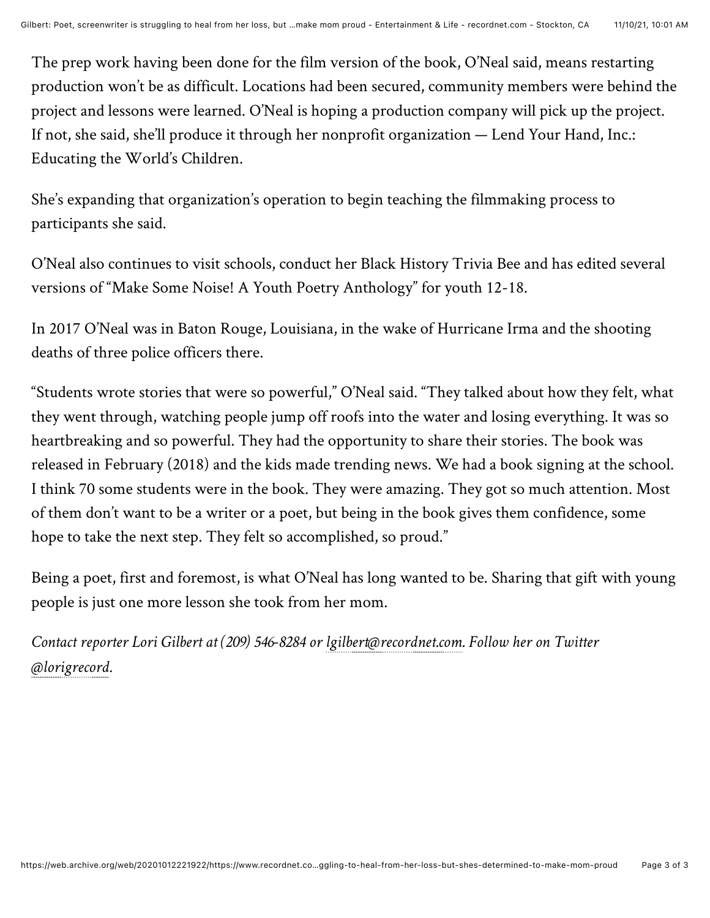The prep work having been done for the film version of the book, O'Neal said, means restarting production won't be as difficult. Locations had been secured, community members were behind the project and lessons were learned. O'Neal is hoping a production company will pick up the project. If not, she said, she'll produce it through her nonprofit organization — Lend Your Hand, Inc.: Educating the World's Children.

She's expanding that organization's operation to begin teaching the filmmaking process to participants she said.

O'Neal also continues to visit schools, conduct her Black History Trivia Bee and has edited several versions of "Make Some Noise! A Youth Poetry Anthology" for youth 12-18.

In 2017 O'Neal was in Baton Rouge, Louisiana, in the wake of Hurricane Irma and the shooting deaths of three police officers there.

"Students wrote stories that were so powerful," O'Neal said. "They talked about how they felt, what they went through, watching people jump off roofs into the water and losing everything. It was so heartbreaking and so powerful. They had the opportunity to share their stories. The book was released in February (2018) and the kids made trending news. We had a book signing at the school. I think 70 some students were in the book. They were amazing. They got so much attention. Most of them don't want to be a writer or a poet, but being in the book gives them confidence, some hope to take the next step. They felt so accomplished, so proud."

Being a poet, first and foremost, is what O'Neal has long wanted to be. Sharing that gift with young people is just one more lesson she took from her mom.

*Contact reporter Lori Gilbert at (209) 546-8284 or lgilbert@recordnet.com. Follow her on Twitter @lorigrecord.*